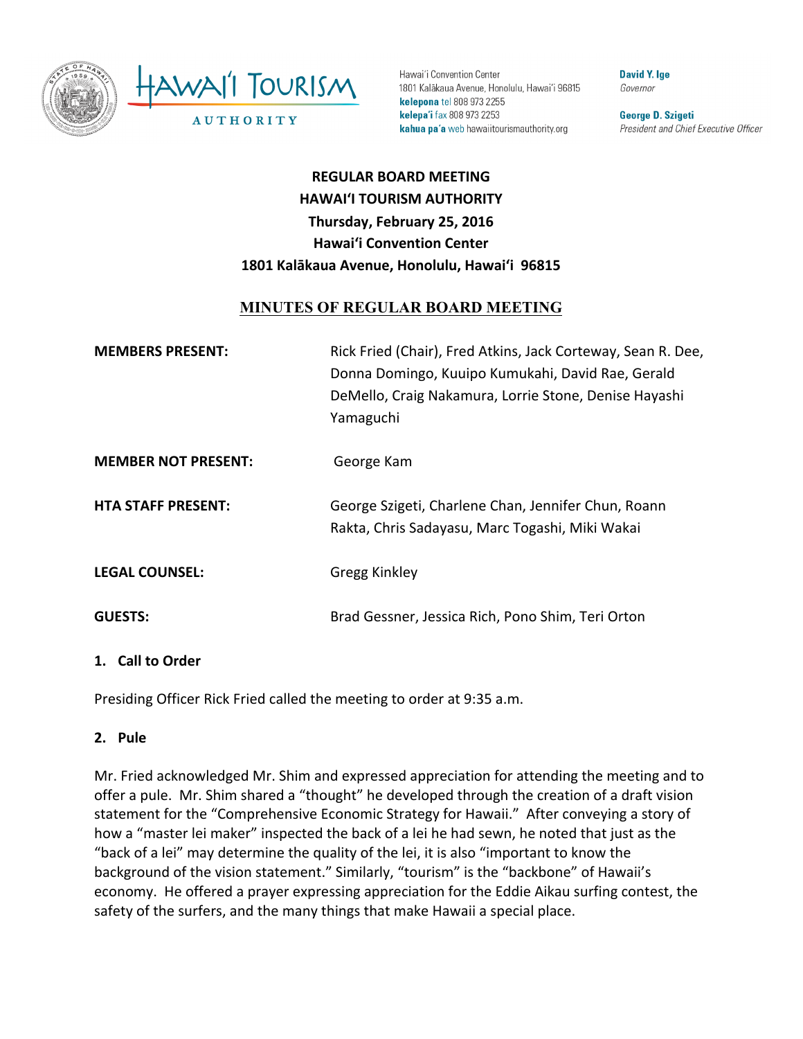Hawai'i Convention Center
1801 Kalākaua Avenue, Honolulu, Hawai'i 96815
**kelepona** tel 808 973 2255
**kelepa'i** fax 808 973 2253
**kahua pa'a** web hawaiitourismauthority.org

**David Y. Ige**
*Governor*

**George D. Szigeti**
*President and Chief Executive Officer*

**REGULAR BOARD MEETING**
**HAWAI'I TOURISM AUTHORITY**
**Thursday, February 25, 2016**
**Hawai'i Convention Center**
**1801 Kalākaua Avenue, Honolulu, Hawai'i 96815**

# MINUTES OF REGULAR BOARD MEETING

**MEMBERS PRESENT:** Rick Fried (Chair), Fred Atkins, Jack Corteway, Sean R. Dee, Donna Domingo, Kuuipo Kumukahi, David Rae, Gerald DeMello, Craig Nakamura, Lorrie Stone, Denise Hayashi Yamaguchi

**MEMBER NOT PRESENT:** George Kam

**HTA STAFF PRESENT:** George Szigeti, Charlene Chan, Jennifer Chun, Roann Rakta, Chris Sadayasu, Marc Togashi, Miki Wakai

**LEGAL COUNSEL:** Gregg Kinkley

**GUESTS:** Brad Gessner, Jessica Rich, Pono Shim, Teri Orton

## 1. Call to Order

Presiding Officer Rick Fried called the meeting to order at 9:35 a.m.

## 2. Pule

Mr. Fried acknowledged Mr. Shim and expressed appreciation for attending the meeting and to offer a pule. Mr. Shim shared a "thought" he developed through the creation of a draft vision statement for the "Comprehensive Economic Strategy for Hawaii." After conveying a story of how a "master lei maker" inspected the back of a lei he had sewn, he noted that just as the "back of a lei" may determine the quality of the lei, it is also "important to know the background of the vision statement." Similarly, "tourism" is the "backbone" of Hawaii's economy. He offered a prayer expressing appreciation for the Eddie Aikau surfing contest, the safety of the surfers, and the many things that make Hawaii a special place.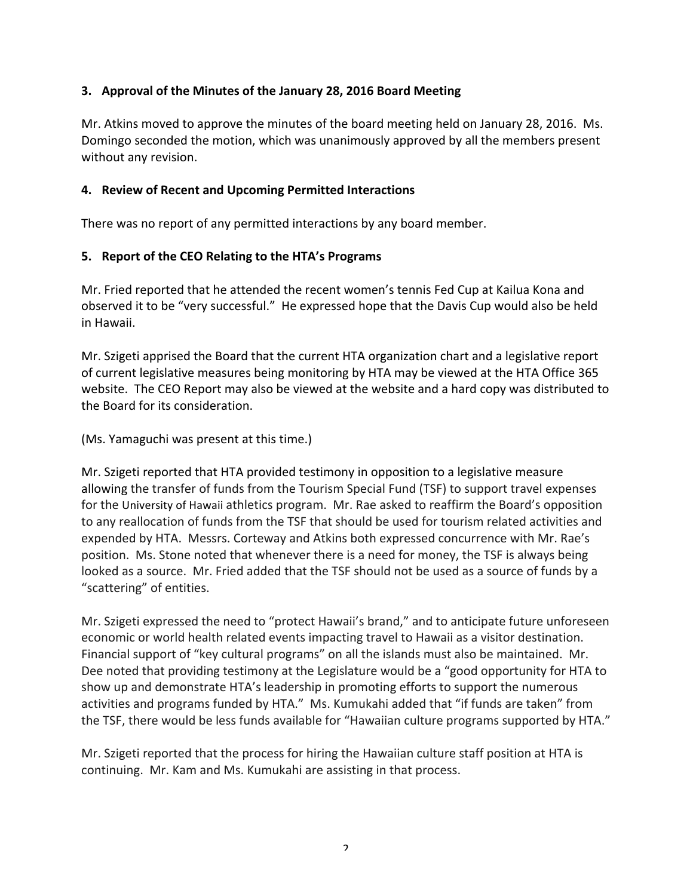## 3. Approval of the Minutes of the January 28, 2016 Board Meeting

Mr. Atkins moved to approve the minutes of the board meeting held on January 28, 2016. Ms. Domingo seconded the motion, which was unanimously approved by all the members present without any revision.

## 4. Review of Recent and Upcoming Permitted Interactions

There was no report of any permitted interactions by any board member.

## 5. Report of the CEO Relating to the HTA's Programs

Mr. Fried reported that he attended the recent women's tennis Fed Cup at Kailua Kona and observed it to be "very successful." He expressed hope that the Davis Cup would also be held in Hawaii.

Mr. Szigeti apprised the Board that the current HTA organization chart and a legislative report of current legislative measures being monitoring by HTA may be viewed at the HTA Office 365 website. The CEO Report may also be viewed at the website and a hard copy was distributed to the Board for its consideration.

(Ms. Yamaguchi was present at this time.)

Mr. Szigeti reported that HTA provided testimony in opposition to a legislative measure allowing the transfer of funds from the Tourism Special Fund (TSF) to support travel expenses for the University of Hawaii athletics program. Mr. Rae asked to reaffirm the Board's opposition to any reallocation of funds from the TSF that should be used for tourism related activities and expended by HTA. Messrs. Corteway and Atkins both expressed concurrence with Mr. Rae's position. Ms. Stone noted that whenever there is a need for money, the TSF is always being looked as a source. Mr. Fried added that the TSF should not be used as a source of funds by a "scattering" of entities.

Mr. Szigeti expressed the need to "protect Hawaii's brand," and to anticipate future unforeseen economic or world health related events impacting travel to Hawaii as a visitor destination. Financial support of "key cultural programs" on all the islands must also be maintained. Mr. Dee noted that providing testimony at the Legislature would be a "good opportunity for HTA to show up and demonstrate HTA's leadership in promoting efforts to support the numerous activities and programs funded by HTA." Ms. Kumukahi added that "if funds are taken" from the TSF, there would be less funds available for "Hawaiian culture programs supported by HTA."

Mr. Szigeti reported that the process for hiring the Hawaiian culture staff position at HTA is continuing. Mr. Kam and Ms. Kumukahi are assisting in that process.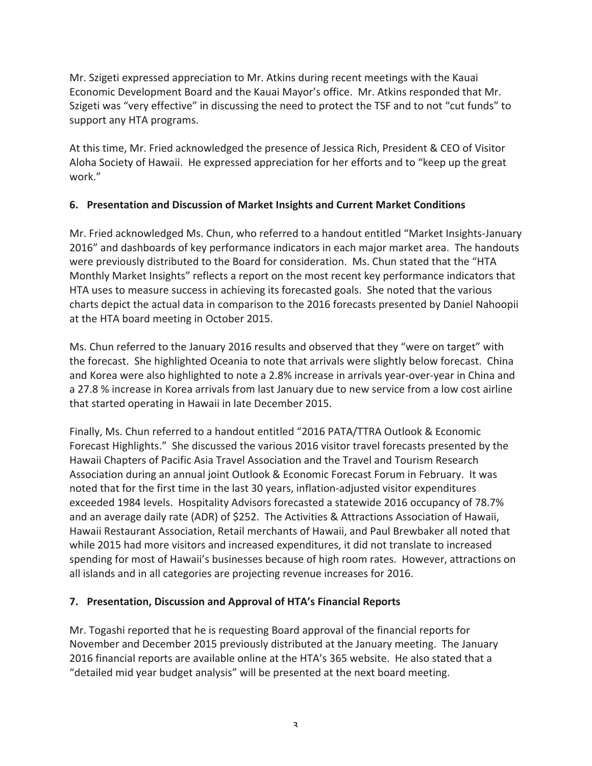Mr. Szigeti expressed appreciation to Mr. Atkins during recent meetings with the Kauai Economic Development Board and the Kauai Mayor's office. Mr. Atkins responded that Mr. Szigeti was "very effective" in discussing the need to protect the TSF and to not "cut funds" to support any HTA programs.

At this time, Mr. Fried acknowledged the presence of Jessica Rich, President & CEO of Visitor Aloha Society of Hawaii. He expressed appreciation for her efforts and to "keep up the great work."

**6. Presentation and Discussion of Market Insights and Current Market Conditions**

Mr. Fried acknowledged Ms. Chun, who referred to a handout entitled "Market Insights-January 2016" and dashboards of key performance indicators in each major market area. The handouts were previously distributed to the Board for consideration. Ms. Chun stated that the "HTA Monthly Market Insights" reflects a report on the most recent key performance indicators that HTA uses to measure success in achieving its forecasted goals. She noted that the various charts depict the actual data in comparison to the 2016 forecasts presented by Daniel Nahoopii at the HTA board meeting in October 2015.

Ms. Chun referred to the January 2016 results and observed that they "were on target" with the forecast. She highlighted Oceania to note that arrivals were slightly below forecast. China and Korea were also highlighted to note a 2.8% increase in arrivals year-over-year in China and a 27.8 % increase in Korea arrivals from last January due to new service from a low cost airline that started operating in Hawaii in late December 2015.

Finally, Ms. Chun referred to a handout entitled "2016 PATA/TTRA Outlook & Economic Forecast Highlights." She discussed the various 2016 visitor travel forecasts presented by the Hawaii Chapters of Pacific Asia Travel Association and the Travel and Tourism Research Association during an annual joint Outlook & Economic Forecast Forum in February. It was noted that for the first time in the last 30 years, inflation-adjusted visitor expenditures exceeded 1984 levels. Hospitality Advisors forecasted a statewide 2016 occupancy of 78.7% and an average daily rate (ADR) of $252. The Activities & Attractions Association of Hawaii, Hawaii Restaurant Association, Retail merchants of Hawaii, and Paul Brewbaker all noted that while 2015 had more visitors and increased expenditures, it did not translate to increased spending for most of Hawaii's businesses because of high room rates. However, attractions on all islands and in all categories are projecting revenue increases for 2016.

**7. Presentation, Discussion and Approval of HTA's Financial Reports**

Mr. Togashi reported that he is requesting Board approval of the financial reports for November and December 2015 previously distributed at the January meeting. The January 2016 financial reports are available online at the HTA's 365 website. He also stated that a "detailed mid year budget analysis" will be presented at the next board meeting.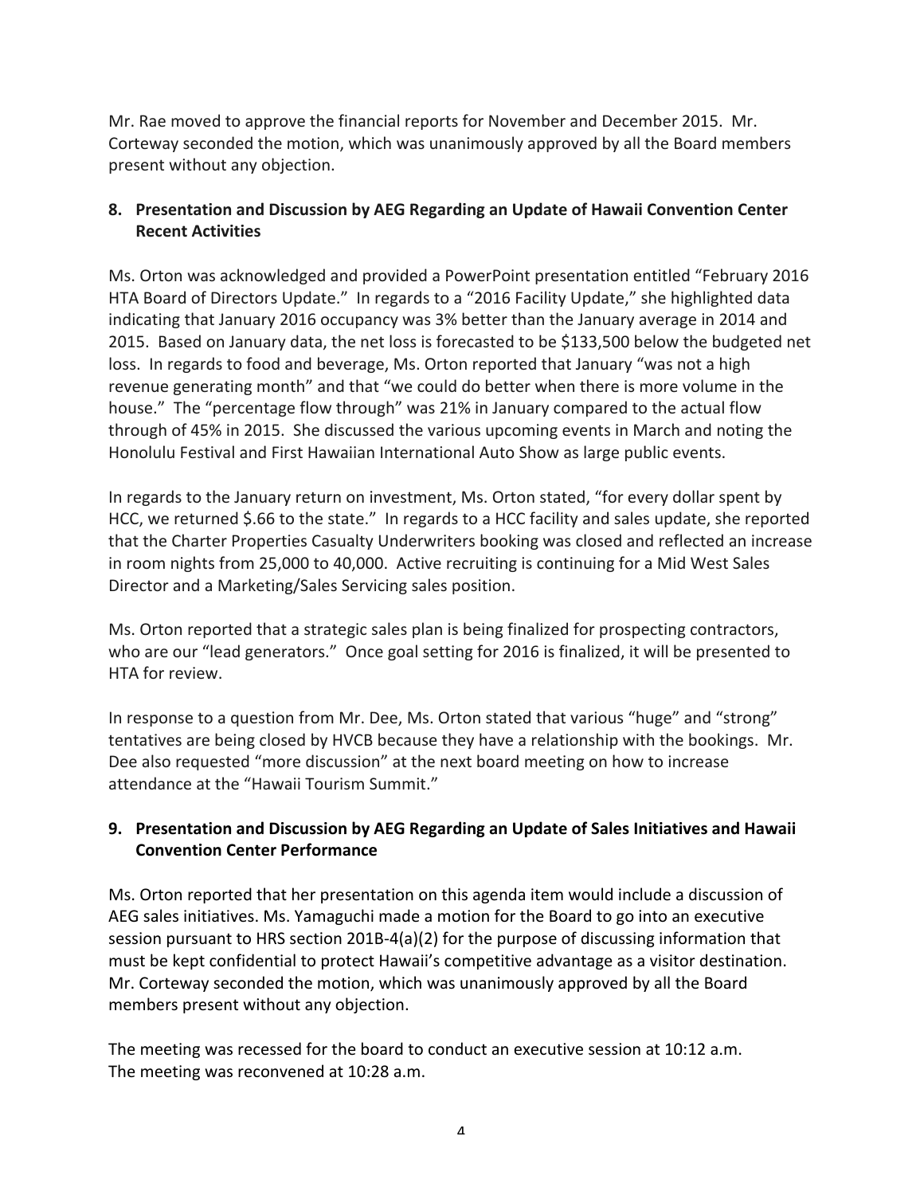Mr. Rae moved to approve the financial reports for November and December 2015. Mr. Corteway seconded the motion, which was unanimously approved by all the Board members present without any objection.

**8. Presentation and Discussion by AEG Regarding an Update of Hawaii Convention Center Recent Activities**

Ms. Orton was acknowledged and provided a PowerPoint presentation entitled "February 2016 HTA Board of Directors Update." In regards to a "2016 Facility Update," she highlighted data indicating that January 2016 occupancy was 3% better than the January average in 2014 and 2015. Based on January data, the net loss is forecasted to be $133,500 below the budgeted net loss. In regards to food and beverage, Ms. Orton reported that January "was not a high revenue generating month" and that "we could do better when there is more volume in the house." The "percentage flow through" was 21% in January compared to the actual flow through of 45% in 2015. She discussed the various upcoming events in March and noting the Honolulu Festival and First Hawaiian International Auto Show as large public events.

In regards to the January return on investment, Ms. Orton stated, "for every dollar spent by HCC, we returned $.66 to the state." In regards to a HCC facility and sales update, she reported that the Charter Properties Casualty Underwriters booking was closed and reflected an increase in room nights from 25,000 to 40,000. Active recruiting is continuing for a Mid West Sales Director and a Marketing/Sales Servicing sales position.

Ms. Orton reported that a strategic sales plan is being finalized for prospecting contractors, who are our "lead generators." Once goal setting for 2016 is finalized, it will be presented to HTA for review.

In response to a question from Mr. Dee, Ms. Orton stated that various "huge" and "strong" tentatives are being closed by HVCB because they have a relationship with the bookings. Mr. Dee also requested "more discussion" at the next board meeting on how to increase attendance at the "Hawaii Tourism Summit."

**9. Presentation and Discussion by AEG Regarding an Update of Sales Initiatives and Hawaii Convention Center Performance**

Ms. Orton reported that her presentation on this agenda item would include a discussion of AEG sales initiatives. Ms. Yamaguchi made a motion for the Board to go into an executive session pursuant to HRS section 201B-4(a)(2) for the purpose of discussing information that must be kept confidential to protect Hawaii's competitive advantage as a visitor destination. Mr. Corteway seconded the motion, which was unanimously approved by all the Board members present without any objection.

The meeting was recessed for the board to conduct an executive session at 10:12 a.m.
The meeting was reconvened at 10:28 a.m.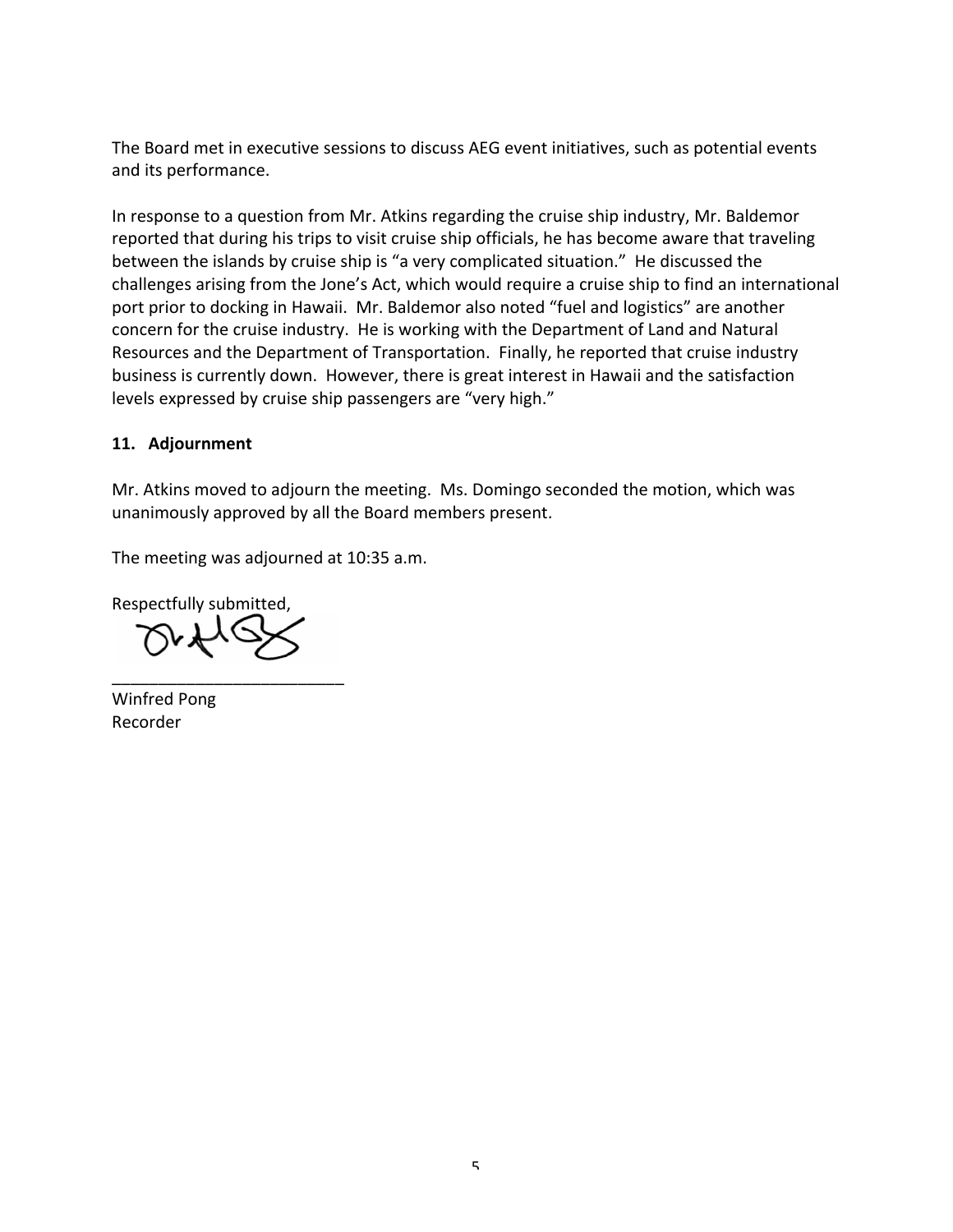The Board met in executive sessions to discuss AEG event initiatives, such as potential events and its performance.

In response to a question from Mr. Atkins regarding the cruise ship industry, Mr. Baldemor reported that during his trips to visit cruise ship officials, he has become aware that traveling between the islands by cruise ship is "a very complicated situation." He discussed the challenges arising from the Jone's Act, which would require a cruise ship to find an international port prior to docking in Hawaii. Mr. Baldemor also noted "fuel and logistics" are another concern for the cruise industry. He is working with the Department of Land and Natural Resources and the Department of Transportation. Finally, he reported that cruise industry business is currently down. However, there is great interest in Hawaii and the satisfaction levels expressed by cruise ship passengers are "very high."

**11. Adjournment**

Mr. Atkins moved to adjourn the meeting. Ms. Domingo seconded the motion, which was unanimously approved by all the Board members present.

The meeting was adjourned at 10:35 a.m.

Respectfully submitted,

_________________________

Winfred Pong
Recorder